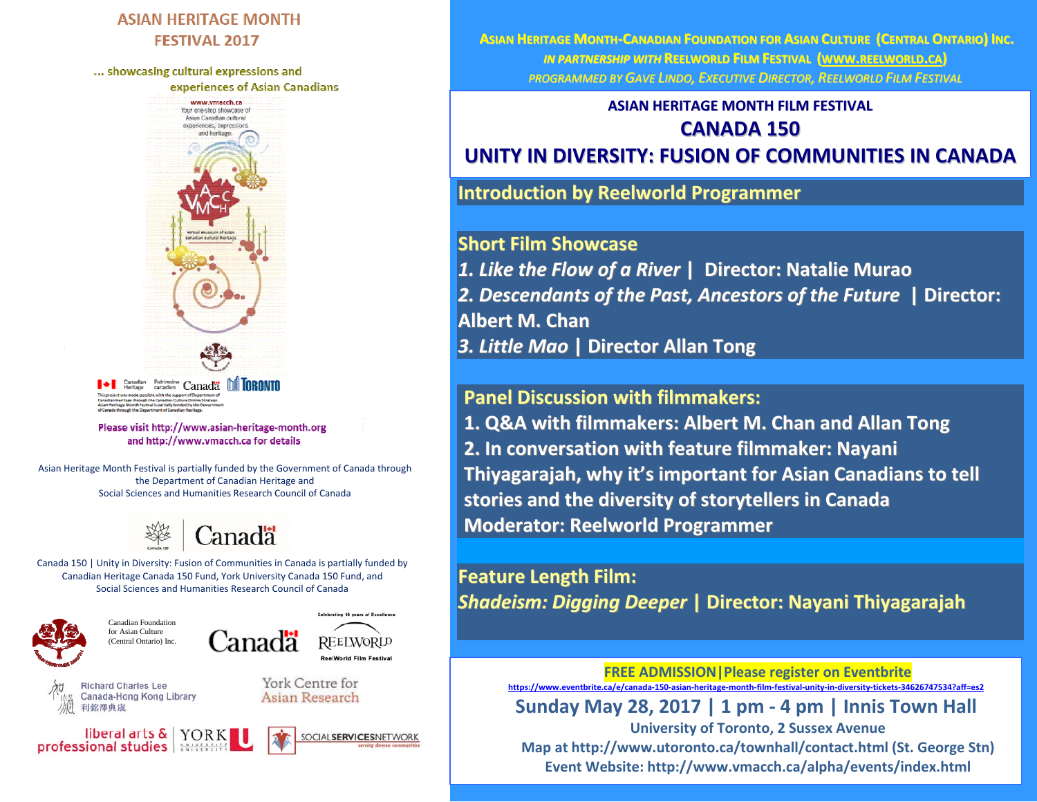# ASIAN HERITAGE MONTH FESTIVAL 2017

... showcasing cultural expressions and experiences of Asian Canadians

www.vmacch.ca
Your one-stop showcase of Asian Canadian cultural experiences, expressions and heritage.

virtual museum of asian canadian cultural heritage

This project was made possible with the support of Department of Canadian Heritage through the Canadian Culture Online Strategy. Asian Heritage Month Festival is partially funded by the Government of Canada through the Department of Canadian Heritage.

Please visit http://www.asian-heritage-month.org and http://www.vmacch.ca for details

Asian Heritage Month Festival is partially funded by the Government of Canada through the Department of Canadian Heritage and Social Sciences and Humanities Research Council of Canada

Canada 150 | Unity in Diversity: Fusion of Communities in Canada is partially funded by Canadian Heritage Canada 150 Fund, York University Canada 150 Fund, and Social Sciences and Humanities Research Council of Canada

Canadian Foundation for Asian Culture (Central Ontario) Inc.

Celebrating 10 years of Excellence — ReelWorld Film Festival

Richard Charles Lee Canada-Hong Kong Library 利銘澤典藏

York Centre for Asian Research

liberal arts & professional studies — York University

SOCIALSERVICESNETWORK serving diverse communities

---

**ASIAN HERITAGE MONTH-CANADIAN FOUNDATION FOR ASIAN CULTURE (CENTRAL ONTARIO) INC.**
*IN PARTNERSHIP WITH* REELWORLD FILM FESTIVAL (WWW.REELWORLD.CA)
*PROGRAMMED BY GAVE LINDO, EXECUTIVE DIRECTOR, REELWORLD FILM FESTIVAL*

## ASIAN HERITAGE MONTH FILM FESTIVAL
## CANADA 150
## UNITY IN DIVERSITY: FUSION OF COMMUNITIES IN CANADA

### Introduction by Reelworld Programmer

### Short Film Showcase

1. *Like the Flow of a River* | Director: Natalie Murao
2. *Descendants of the Past, Ancestors of the Future* | Director: Albert M. Chan
3. *Little Mao* | Director Allan Tong

### Panel Discussion with filmmakers:

1. Q&A with filmmakers: Albert M. Chan and Allan Tong
2. In conversation with feature filmmaker: Nayani Thiyagarajah, why it's important for Asian Canadians to tell stories and the diversity of storytellers in Canada

Moderator: Reelworld Programmer

### Feature Length Film:

*Shadeism: Digging Deeper* | Director: Nayani Thiyagarajah

**FREE ADMISSION | Please register on Eventbrite**
https://www.eventbrite.ca/e/canada-150-asian-heritage-month-film-festival-unity-in-diversity-tickets-34626747534?aff=es2

**Sunday May 28, 2017 | 1 pm - 4 pm | Innis Town Hall**
University of Toronto, 2 Sussex Avenue
Map at http://www.utoronto.ca/townhall/contact.html (St. George Stn)
Event Website: http://www.vmacch.ca/alpha/events/index.html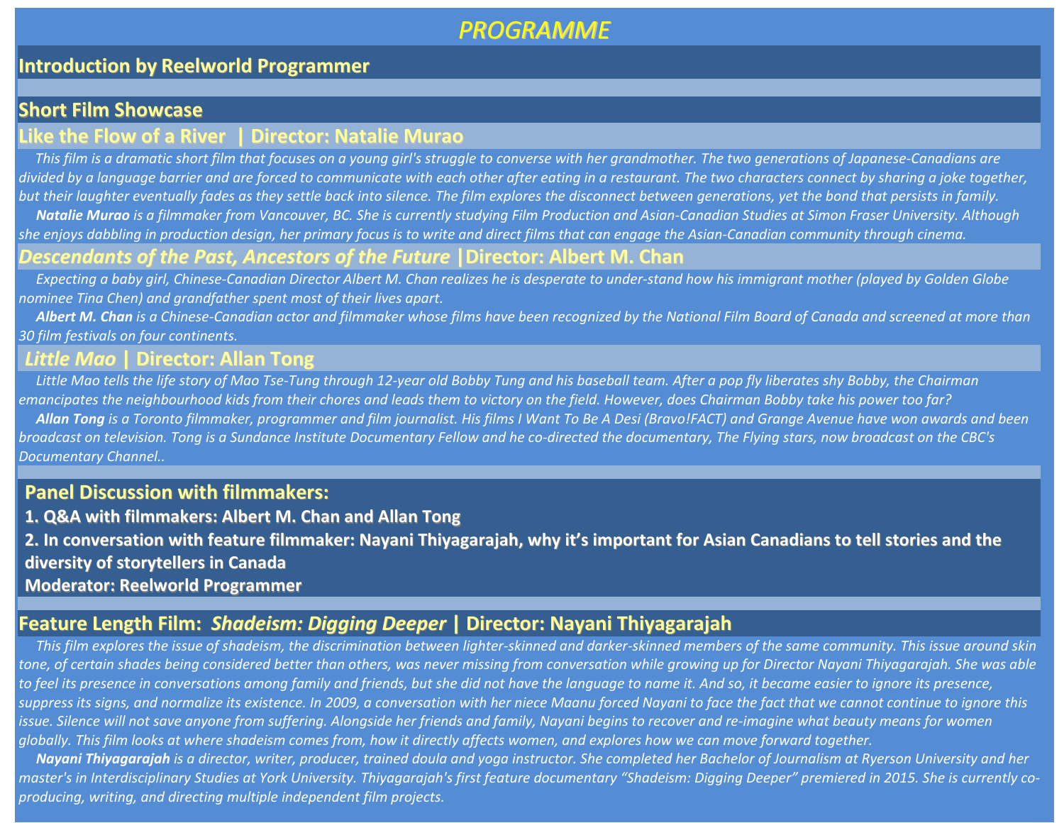# *PROGRAMME*

## Introduction by Reelworld Programmer

## Short Film Showcase

### Like the Flow of a River | Director: Natalie Murao

*This film is a dramatic short film that focuses on a young girl's struggle to converse with her grandmother. The two generations of Japanese-Canadians are divided by a language barrier and are forced to communicate with each other after eating in a restaurant. The two characters connect by sharing a joke together, but their laughter eventually fades as they settle back into silence. The film explores the disconnect between generations, yet the bond that persists in family.*

***Natalie Murao** is a filmmaker from Vancouver, BC. She is currently studying Film Production and Asian-Canadian Studies at Simon Fraser University. Although she enjoys dabbling in production design, her primary focus is to write and direct films that can engage the Asian-Canadian community through cinema.*

### *Descendants of the Past, Ancestors of the Future* |Director: Albert M. Chan

*Expecting a baby girl, Chinese-Canadian Director Albert M. Chan realizes he is desperate to under-stand how his immigrant mother (played by Golden Globe nominee Tina Chen) and grandfather spent most of their lives apart.*

***Albert M. Chan** is a Chinese-Canadian actor and filmmaker whose films have been recognized by the National Film Board of Canada and screened at more than 30 film festivals on four continents.*

### *Little Mao* | Director: Allan Tong

*Little Mao tells the life story of Mao Tse-Tung through 12-year old Bobby Tung and his baseball team. After a pop fly liberates shy Bobby, the Chairman emancipates the neighbourhood kids from their chores and leads them to victory on the field. However, does Chairman Bobby take his power too far?*

***Allan Tong** is a Toronto filmmaker, programmer and film journalist. His films I Want To Be A Desi (Bravo!FACT) and Grange Avenue have won awards and been broadcast on television. Tong is a Sundance Institute Documentary Fellow and he co-directed the documentary, The Flying stars, now broadcast on the CBC's Documentary Channel..*

## Panel Discussion with filmmakers:

1. Q&A with filmmakers: Albert M. Chan and Allan Tong
2. In conversation with feature filmmaker: Nayani Thiyagarajah, why it's important for Asian Canadians to tell stories and the diversity of storytellers in Canada

**Moderator: Reelworld Programmer**

## Feature Length Film: *Shadeism: Digging Deeper* | Director: Nayani Thiyagarajah

*This film explores the issue of shadeism, the discrimination between lighter-skinned and darker-skinned members of the same community. This issue around skin tone, of certain shades being considered better than others, was never missing from conversation while growing up for Director Nayani Thiyagarajah. She was able to feel its presence in conversations among family and friends, but she did not have the language to name it. And so, it became easier to ignore its presence, suppress its signs, and normalize its existence. In 2009, a conversation with her niece Maanu forced Nayani to face the fact that we cannot continue to ignore this issue. Silence will not save anyone from suffering. Alongside her friends and family, Nayani begins to recover and re-imagine what beauty means for women globally. This film looks at where shadeism comes from, how it directly affects women, and explores how we can move forward together.*

***Nayani Thiyagarajah** is a director, writer, producer, trained doula and yoga instructor. She completed her Bachelor of Journalism at Ryerson University and her master's in Interdisciplinary Studies at York University. Thiyagarajah's first feature documentary "Shadeism: Digging Deeper" premiered in 2015. She is currently co-producing, writing, and directing multiple independent film projects.*